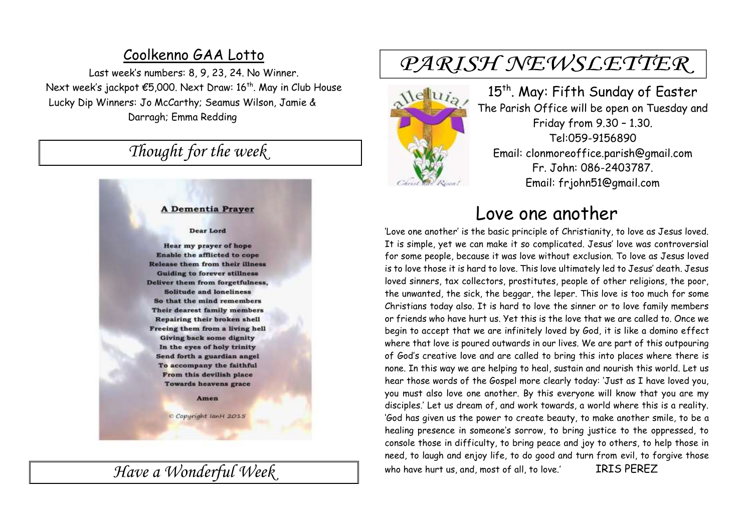## Coolkenno GAA Lotto

Last week's numbers: 8, 9, 23, 24. No Winner.
Next week's jackpot €5,000. Next Draw: 16th. May in Club House
Lucky Dip Winners: Jo McCarthy; Seamus Wilson, Jamie & Darragh; Emma Redding

## *Thought for the week*

**A Dementia Prayer**

**Dear Lord**

**Hear my prayer of hope**
**Enable the afflicted to cope**
**Release them from their illness**
**Guiding to forever stillness**
**Deliver them from forgetfulness,**
**Solitude and loneliness**
**So that the mind remembers**
**Their dearest family members**
**Repairing their broken shell**
**Freeing them from a living hell**
**Giving back some dignity**
**In the eyes of holy trinity**
**Send forth a guardian angel**
**To accompany the faithful**
**From this devilish place**
**Towards heavens grace**

**Amen**

© Copyright IanH 2015

## *Have a Wonderful Week*

# *PARISH NEWSLETTER*

15th. May: Fifth Sunday of Easter
The Parish Office will be open on Tuesday and Friday from 9.30 – 1.30.
Tel:059-9156890
Email: clonmoreoffice.parish@gmail.com
Fr. John: 086-2403787.
Email: frjohn51@gmail.com

## Love one another

'Love one another' is the basic principle of Christianity, to love as Jesus loved. It is simple, yet we can make it so complicated. Jesus' love was controversial for some people, because it was love without exclusion. To love as Jesus loved is to love those it is hard to love. This love ultimately led to Jesus' death. Jesus loved sinners, tax collectors, prostitutes, people of other religions, the poor, the unwanted, the sick, the beggar, the leper. This love is too much for some Christians today also. It is hard to love the sinner or to love family members or friends who have hurt us. Yet this is the love that we are called to. Once we begin to accept that we are infinitely loved by God, it is like a domino effect where that love is poured outwards in our lives. We are part of this outpouring of God's creative love and are called to bring this into places where there is none. In this way we are helping to heal, sustain and nourish this world. Let us hear those words of the Gospel more clearly today: 'Just as I have loved you, you must also love one another. By this everyone will know that you are my disciples.' Let us dream of, and work towards, a world where this is a reality. 'God has given us the power to create beauty, to make another smile, to be a healing presence in someone's sorrow, to bring justice to the oppressed, to console those in difficulty, to bring peace and joy to others, to help those in need, to laugh and enjoy life, to do good and turn from evil, to forgive those who have hurt us, and, most of all, to love.' IRIS PEREZ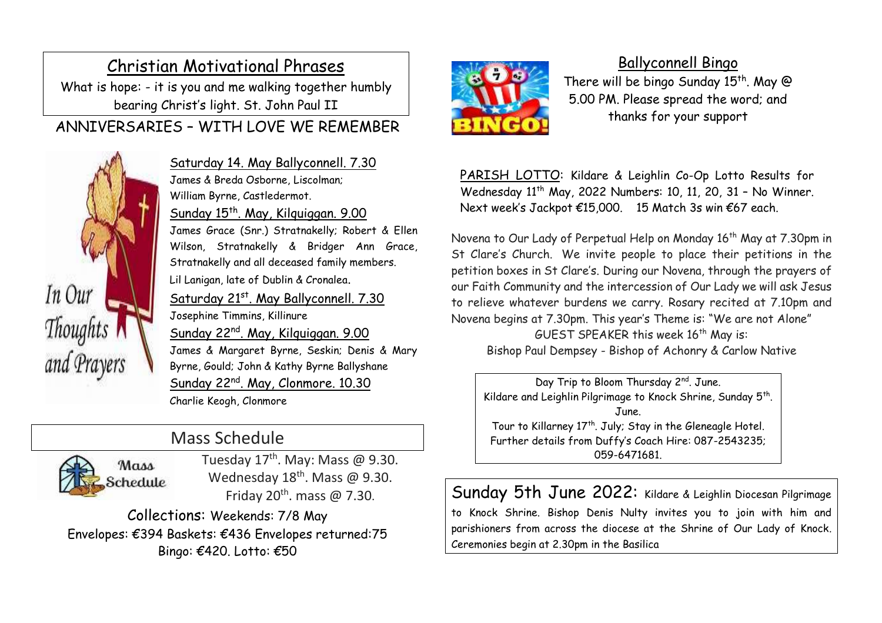## Christian Motivational Phrases

What is hope: - it is you and me walking together humbly bearing Christ's light. St. John Paul II

## ANNIVERSARIES – WITH LOVE WE REMEMBER

Saturday 14. May Ballyconnell. 7.30
James & Breda Osborne, Liscolman;
William Byrne, Castledermot.

Sunday 15th. May, Kilquiggan. 9.00
James Grace (Snr.) Stratnakelly; Robert & Ellen Wilson, Stratnakelly & Bridger Ann Grace, Stratnakelly and all deceased family members.
Lil Lanigan, late of Dublin & Cronalea.

Saturday 21st. May Ballyconnell. 7.30
Josephine Timmins, Killinure

Sunday 22nd. May, Kilquiggan. 9.00
James & Margaret Byrne, Seskin; Denis & Mary Byrne, Gould; John & Kathy Byrne Ballyshane

Sunday 22nd. May, Clonmore. 10.30
Charlie Keogh, Clonmore

## Mass Schedule

Tuesday 17th. May: Mass @ 9.30.
Wednesday 18th. Mass @ 9.30.
Friday 20th. mass @ 7.30.

Collections: Weekends: 7/8 May
Envelopes: €394 Baskets: €436 Envelopes returned:75
Bingo: €420. Lotto: €50

## Ballyconnell Bingo

There will be bingo Sunday 15th. May @ 5.00 PM. Please spread the word; and thanks for your support

PARISH LOTTO: Kildare & Leighlin Co-Op Lotto Results for Wednesday 11th May, 2022 Numbers: 10, 11, 20, 31 – No Winner. Next week's Jackpot €15,000. 15 Match 3s win €67 each.

Novena to Our Lady of Perpetual Help on Monday 16th May at 7.30pm in St Clare's Church. We invite people to place their petitions in the petition boxes in St Clare's. During our Novena, through the prayers of our Faith Community and the intercession of Our Lady we will ask Jesus to relieve whatever burdens we carry. Rosary recited at 7.10pm and Novena begins at 7.30pm. This year's Theme is: "We are not Alone"
GUEST SPEAKER this week 16th May is:
Bishop Paul Dempsey - Bishop of Achonry & Carlow Native

Day Trip to Bloom Thursday 2nd. June.
Kildare and Leighlin Pilgrimage to Knock Shrine, Sunday 5th. June.
Tour to Killarney 17th. July; Stay in the Gleneagle Hotel.
Further details from Duffy's Coach Hire: 087-2543235; 059-6471681.

**Sunday 5th June 2022:** Kildare & Leighlin Diocesan Pilgrimage to Knock Shrine. Bishop Denis Nulty invites you to join with him and parishioners from across the diocese at the Shrine of Our Lady of Knock. Ceremonies begin at 2.30pm in the Basilica